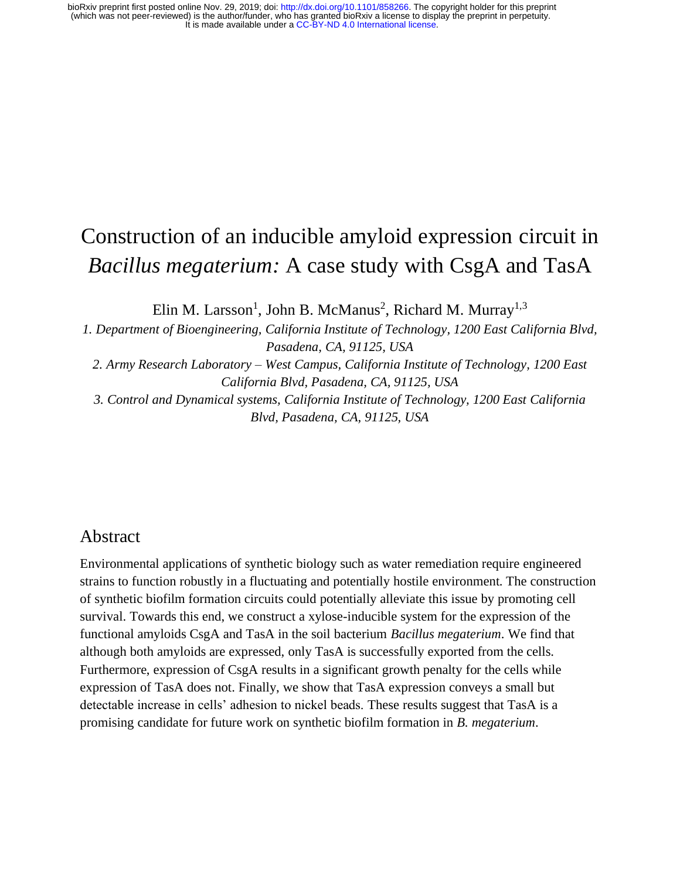# Construction of an inducible amyloid expression circuit in *Bacillus megaterium:* A case study with CsgA and TasA

Elin M. Larsson[1], John B. McManus[2], Richard M. Murray[1,3]

*1. Department of Bioengineering, California Institute of Technology, 1200 East California Blvd, Pasadena, CA, 91125, USA*

*2. Army Research Laboratory – West Campus, California Institute of Technology, 1200 East California Blvd, Pasadena, CA, 91125, USA*

*3. Control and Dynamical systems, California Institute of Technology, 1200 East California Blvd, Pasadena, CA, 91125, USA*

## Abstract

Environmental applications of synthetic biology such as water remediation require engineered strains to function robustly in a fluctuating and potentially hostile environment. The construction of synthetic biofilm formation circuits could potentially alleviate this issue by promoting cell survival. Towards this end, we construct a xylose-inducible system for the expression of the functional amyloids CsgA and TasA in the soil bacterium *Bacillus megaterium*. We find that although both amyloids are expressed, only TasA is successfully exported from the cells. Furthermore, expression of CsgA results in a significant growth penalty for the cells while expression of TasA does not. Finally, we show that TasA expression conveys a small but detectable increase in cells' adhesion to nickel beads. These results suggest that TasA is a promising candidate for future work on synthetic biofilm formation in *B. megaterium*.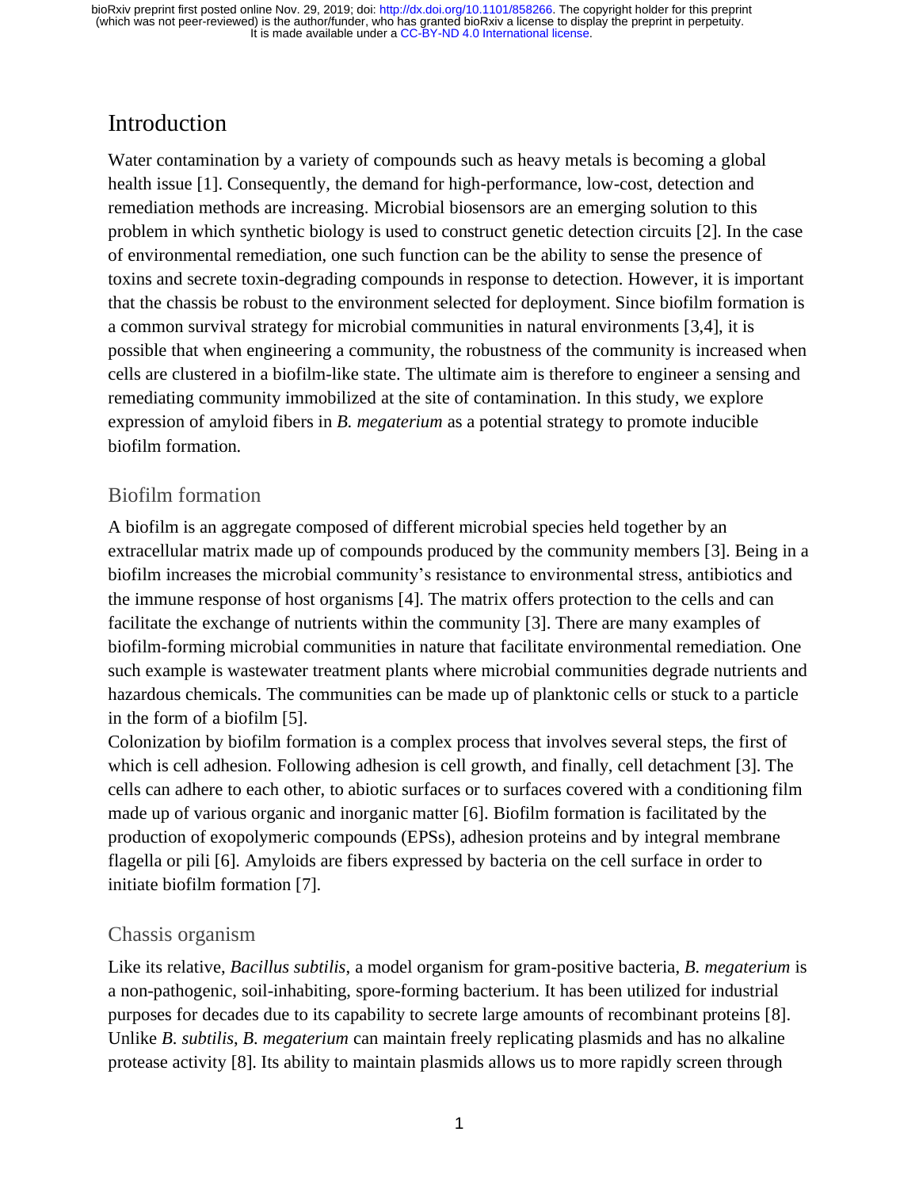# Introduction

Water contamination by a variety of compounds such as heavy metals is becoming a global health issue [1]. Consequently, the demand for high-performance, low-cost, detection and remediation methods are increasing. Microbial biosensors are an emerging solution to this problem in which synthetic biology is used to construct genetic detection circuits [2]. In the case of environmental remediation, one such function can be the ability to sense the presence of toxins and secrete toxin-degrading compounds in response to detection. However, it is important that the chassis be robust to the environment selected for deployment. Since biofilm formation is a common survival strategy for microbial communities in natural environments [3,4], it is possible that when engineering a community, the robustness of the community is increased when cells are clustered in a biofilm-like state. The ultimate aim is therefore to engineer a sensing and remediating community immobilized at the site of contamination. In this study, we explore expression of amyloid fibers in *B. megaterium* as a potential strategy to promote inducible biofilm formation.

## Biofilm formation

A biofilm is an aggregate composed of different microbial species held together by an extracellular matrix made up of compounds produced by the community members [3]. Being in a biofilm increases the microbial community's resistance to environmental stress, antibiotics and the immune response of host organisms [4]. The matrix offers protection to the cells and can facilitate the exchange of nutrients within the community [3]. There are many examples of biofilm-forming microbial communities in nature that facilitate environmental remediation. One such example is wastewater treatment plants where microbial communities degrade nutrients and hazardous chemicals. The communities can be made up of planktonic cells or stuck to a particle in the form of a biofilm [5].

Colonization by biofilm formation is a complex process that involves several steps, the first of which is cell adhesion. Following adhesion is cell growth, and finally, cell detachment [3]. The cells can adhere to each other, to abiotic surfaces or to surfaces covered with a conditioning film made up of various organic and inorganic matter [6]. Biofilm formation is facilitated by the production of exopolymeric compounds (EPSs), adhesion proteins and by integral membrane flagella or pili [6]. Amyloids are fibers expressed by bacteria on the cell surface in order to initiate biofilm formation [7].

## Chassis organism

Like its relative, *Bacillus subtilis*, a model organism for gram-positive bacteria, *B. megaterium* is a non-pathogenic, soil-inhabiting, spore-forming bacterium. It has been utilized for industrial purposes for decades due to its capability to secrete large amounts of recombinant proteins [8]. Unlike *B. subtilis*, *B. megaterium* can maintain freely replicating plasmids and has no alkaline protease activity [8]. Its ability to maintain plasmids allows us to more rapidly screen through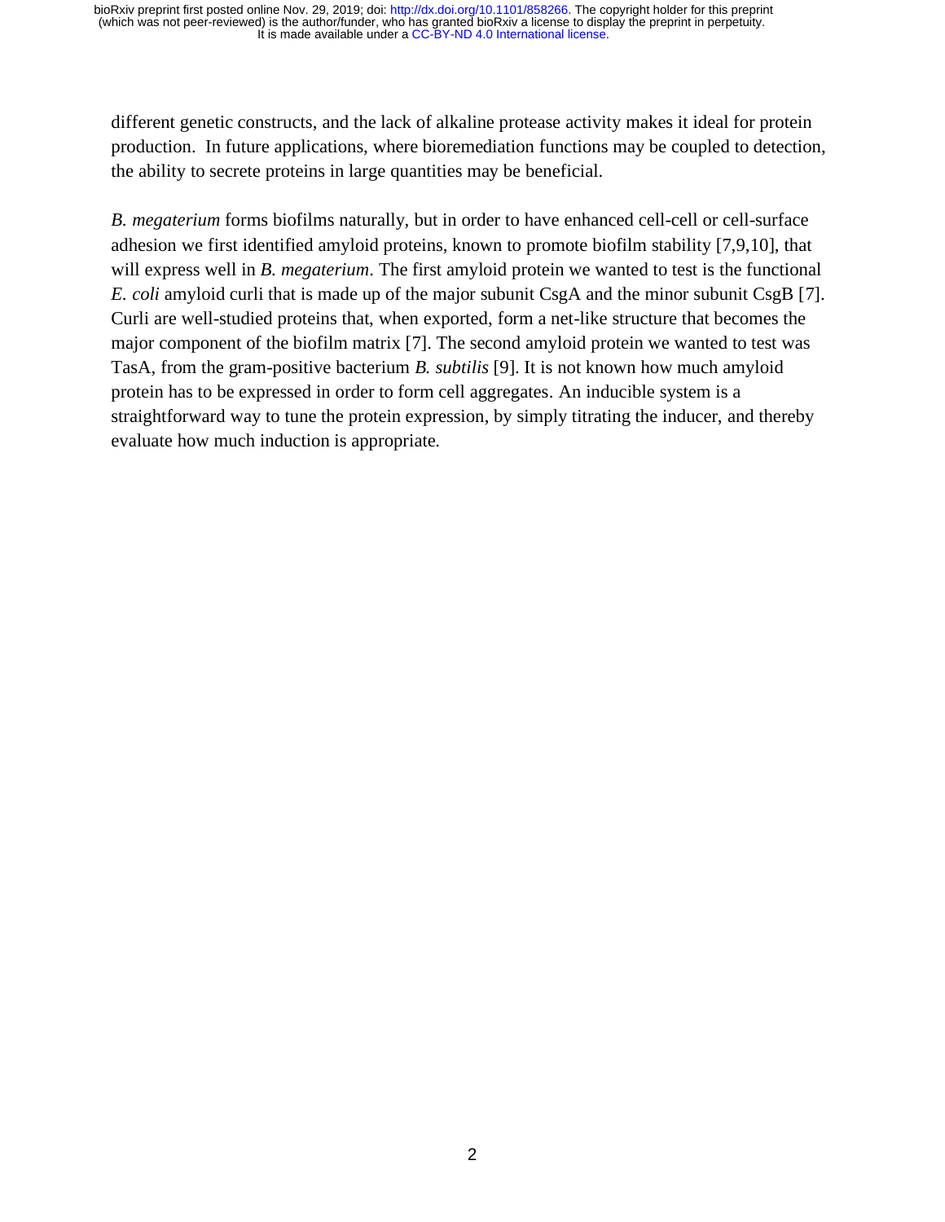different genetic constructs, and the lack of alkaline protease activity makes it ideal for protein production. In future applications, where bioremediation functions may be coupled to detection, the ability to secrete proteins in large quantities may be beneficial.

*B. megaterium* forms biofilms naturally, but in order to have enhanced cell-cell or cell-surface adhesion we first identified amyloid proteins, known to promote biofilm stability [7,9,10], that will express well in *B. megaterium*. The first amyloid protein we wanted to test is the functional *E. coli* amyloid curli that is made up of the major subunit CsgA and the minor subunit CsgB [7]. Curli are well-studied proteins that, when exported, form a net-like structure that becomes the major component of the biofilm matrix [7]. The second amyloid protein we wanted to test was TasA, from the gram-positive bacterium *B. subtilis* [9]. It is not known how much amyloid protein has to be expressed in order to form cell aggregates. An inducible system is a straightforward way to tune the protein expression, by simply titrating the inducer, and thereby evaluate how much induction is appropriate.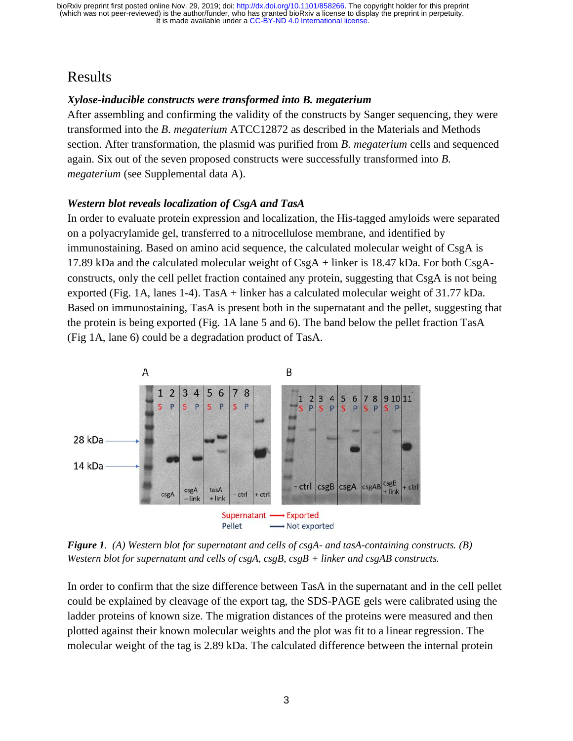# Results

### *Xylose-inducible constructs were transformed into B. megaterium*

After assembling and confirming the validity of the constructs by Sanger sequencing, they were transformed into the *B. megaterium* ATCC12872 as described in the Materials and Methods section. After transformation, the plasmid was purified from *B. megaterium* cells and sequenced again. Six out of the seven proposed constructs were successfully transformed into *B. megaterium* (see Supplemental data A).

### *Western blot reveals localization of CsgA and TasA*

In order to evaluate protein expression and localization, the His-tagged amyloids were separated on a polyacrylamide gel, transferred to a nitrocellulose membrane, and identified by immunostaining. Based on amino acid sequence, the calculated molecular weight of CsgA is 17.89 kDa and the calculated molecular weight of CsgA + linker is 18.47 kDa. For both CsgA-constructs, only the cell pellet fraction contained any protein, suggesting that CsgA is not being exported (Fig. 1A, lanes 1-4). TasA + linker has a calculated molecular weight of 31.77 kDa. Based on immunostaining, TasA is present both in the supernatant and the pellet, suggesting that the protein is being exported (Fig. 1A lane 5 and 6). The band below the pellet fraction TasA (Fig 1A, lane 6) could be a degradation product of TasA.

***Figure 1**. (A) Western blot for supernatant and cells of csgA- and tasA-containing constructs. (B) Western blot for supernatant and cells of csgA, csgB, csgB + linker and csgAB constructs.*

In order to confirm that the size difference between TasA in the supernatant and in the cell pellet could be explained by cleavage of the export tag, the SDS-PAGE gels were calibrated using the ladder proteins of known size. The migration distances of the proteins were measured and then plotted against their known molecular weights and the plot was fit to a linear regression. The molecular weight of the tag is 2.89 kDa. The calculated difference between the internal protein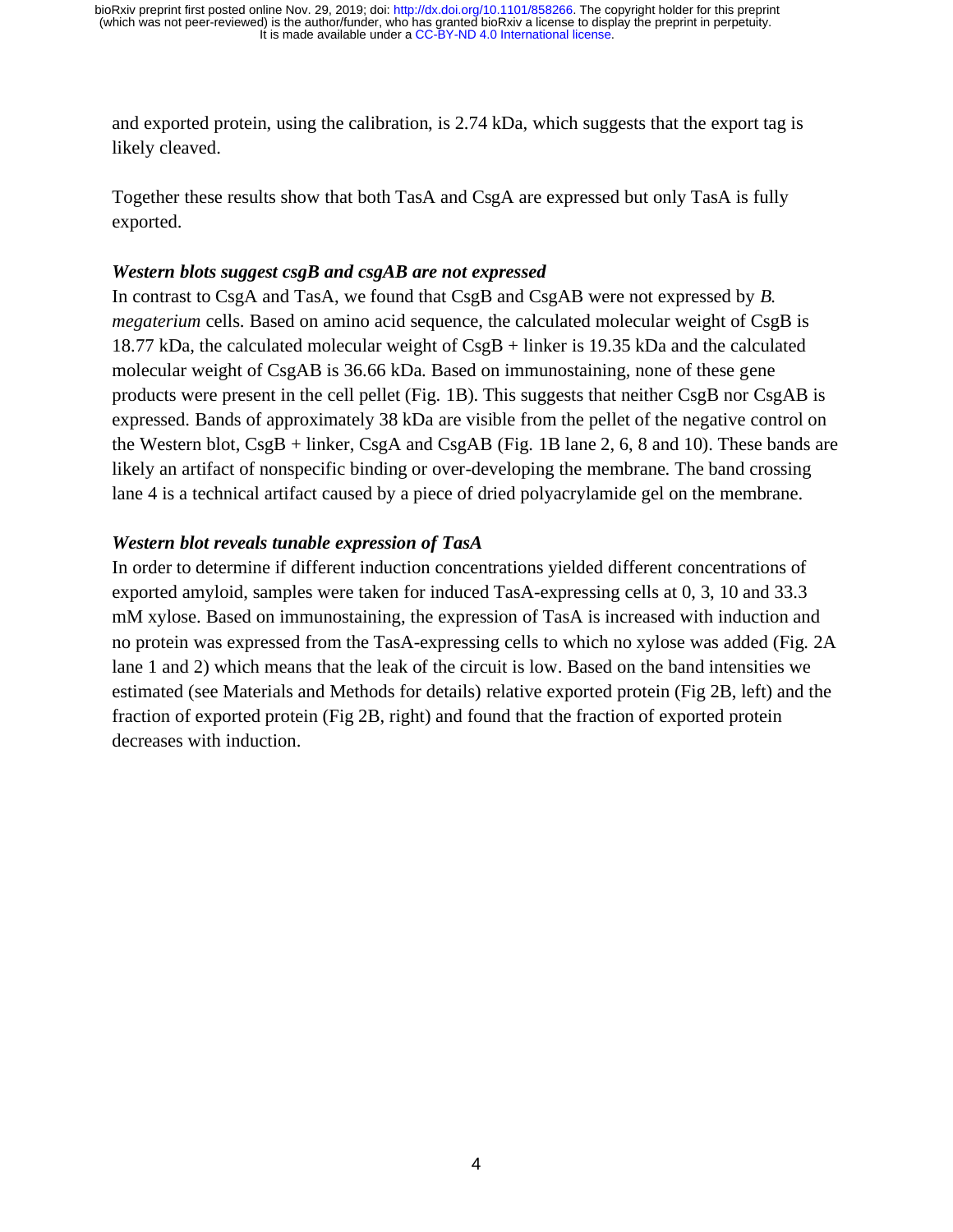and exported protein, using the calibration, is 2.74 kDa, which suggests that the export tag is likely cleaved.

Together these results show that both TasA and CsgA are expressed but only TasA is fully exported.

### *Western blots suggest csgB and csgAB are not expressed*

In contrast to CsgA and TasA, we found that CsgB and CsgAB were not expressed by *B. megaterium* cells. Based on amino acid sequence, the calculated molecular weight of CsgB is 18.77 kDa, the calculated molecular weight of CsgB + linker is 19.35 kDa and the calculated molecular weight of CsgAB is 36.66 kDa. Based on immunostaining, none of these gene products were present in the cell pellet (Fig. 1B). This suggests that neither CsgB nor CsgAB is expressed. Bands of approximately 38 kDa are visible from the pellet of the negative control on the Western blot, CsgB + linker, CsgA and CsgAB (Fig. 1B lane 2, 6, 8 and 10). These bands are likely an artifact of nonspecific binding or over-developing the membrane. The band crossing lane 4 is a technical artifact caused by a piece of dried polyacrylamide gel on the membrane.

### *Western blot reveals tunable expression of TasA*

In order to determine if different induction concentrations yielded different concentrations of exported amyloid, samples were taken for induced TasA-expressing cells at 0, 3, 10 and 33.3 mM xylose. Based on immunostaining, the expression of TasA is increased with induction and no protein was expressed from the TasA-expressing cells to which no xylose was added (Fig. 2A lane 1 and 2) which means that the leak of the circuit is low. Based on the band intensities we estimated (see Materials and Methods for details) relative exported protein (Fig 2B, left) and the fraction of exported protein (Fig 2B, right) and found that the fraction of exported protein decreases with induction.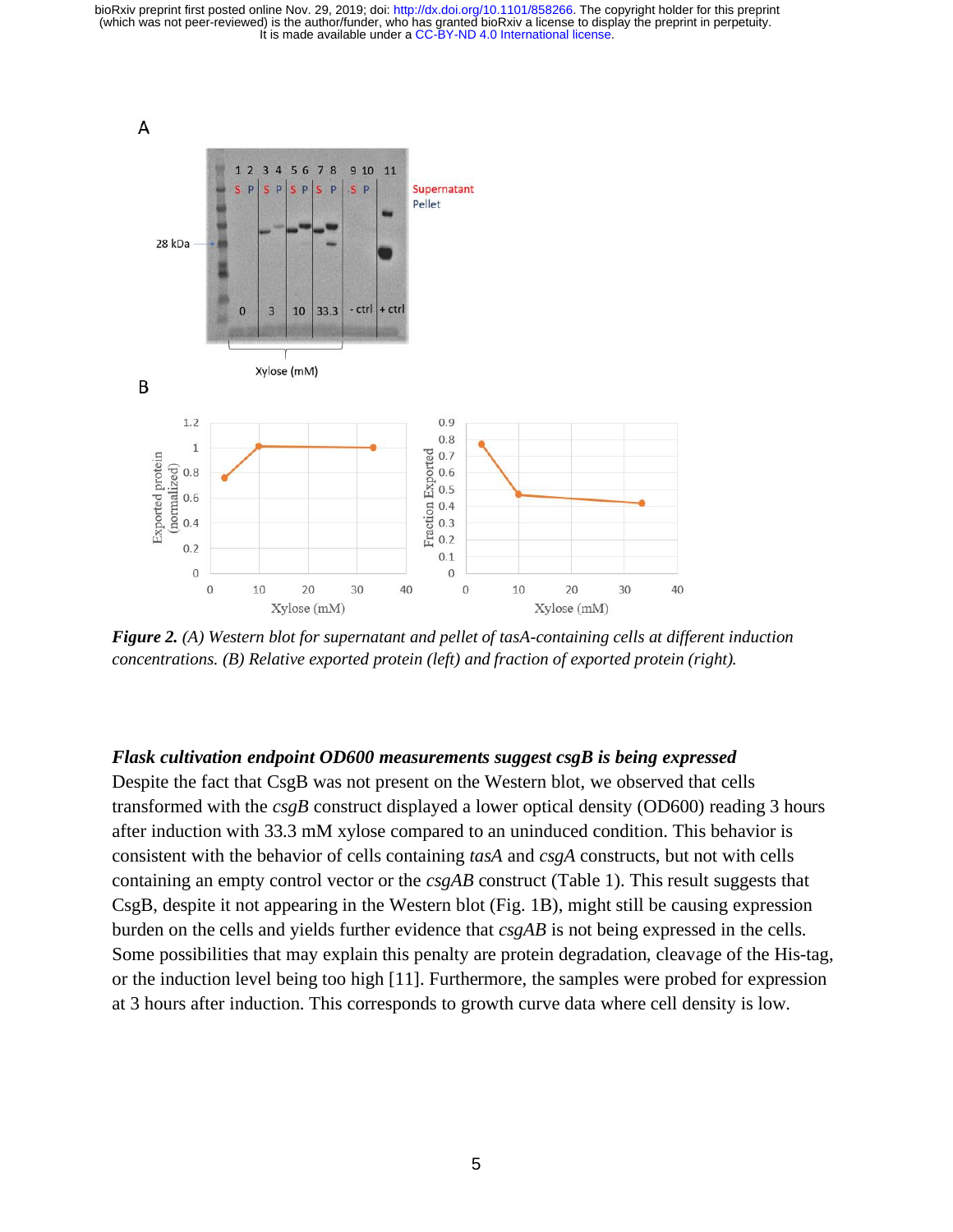*Figure 2. (A) Western blot for supernatant and pellet of tasA-containing cells at different induction concentrations. (B) Relative exported protein (left) and fraction of exported protein (right).*

### *Flask cultivation endpoint OD600 measurements suggest csgB is being expressed*

Despite the fact that CsgB was not present on the Western blot, we observed that cells transformed with the *csgB* construct displayed a lower optical density (OD600) reading 3 hours after induction with 33.3 mM xylose compared to an uninduced condition. This behavior is consistent with the behavior of cells containing *tasA* and *csgA* constructs, but not with cells containing an empty control vector or the *csgAB* construct (Table 1). This result suggests that CsgB, despite it not appearing in the Western blot (Fig. 1B), might still be causing expression burden on the cells and yields further evidence that *csgAB* is not being expressed in the cells. Some possibilities that may explain this penalty are protein degradation, cleavage of the His-tag, or the induction level being too high [11]. Furthermore, the samples were probed for expression at 3 hours after induction. This corresponds to growth curve data where cell density is low.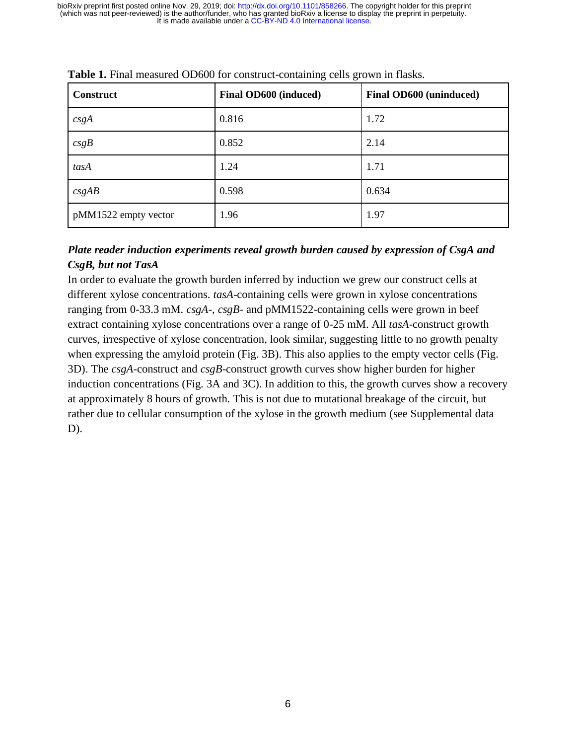**Table 1.** Final measured OD600 for construct-containing cells grown in flasks.

| Construct | Final OD600 (induced) | Final OD600 (uninduced) |
|---|---|---|
| *csgA* | 0.816 | 1.72 |
| *csgB* | 0.852 | 2.14 |
| *tasA* | 1.24 | 1.71 |
| *csgAB* | 0.598 | 0.634 |
| pMM1522 empty vector | 1.96 | 1.97 |

***Plate reader induction experiments reveal growth burden caused by expression of CsgA and CsgB, but not TasA***

In order to evaluate the growth burden inferred by induction we grew our construct cells at different xylose concentrations. *tasA*-containing cells were grown in xylose concentrations ranging from 0-33.3 mM. *csgA*-, *csgB*- and pMM1522-containing cells were grown in beef extract containing xylose concentrations over a range of 0-25 mM. All *tasA*-construct growth curves, irrespective of xylose concentration, look similar, suggesting little to no growth penalty when expressing the amyloid protein (Fig. 3B). This also applies to the empty vector cells (Fig. 3D). The *csgA*-construct and *csgB*-construct growth curves show higher burden for higher induction concentrations (Fig. 3A and 3C). In addition to this, the growth curves show a recovery at approximately 8 hours of growth. This is not due to mutational breakage of the circuit, but rather due to cellular consumption of the xylose in the growth medium (see Supplemental data D).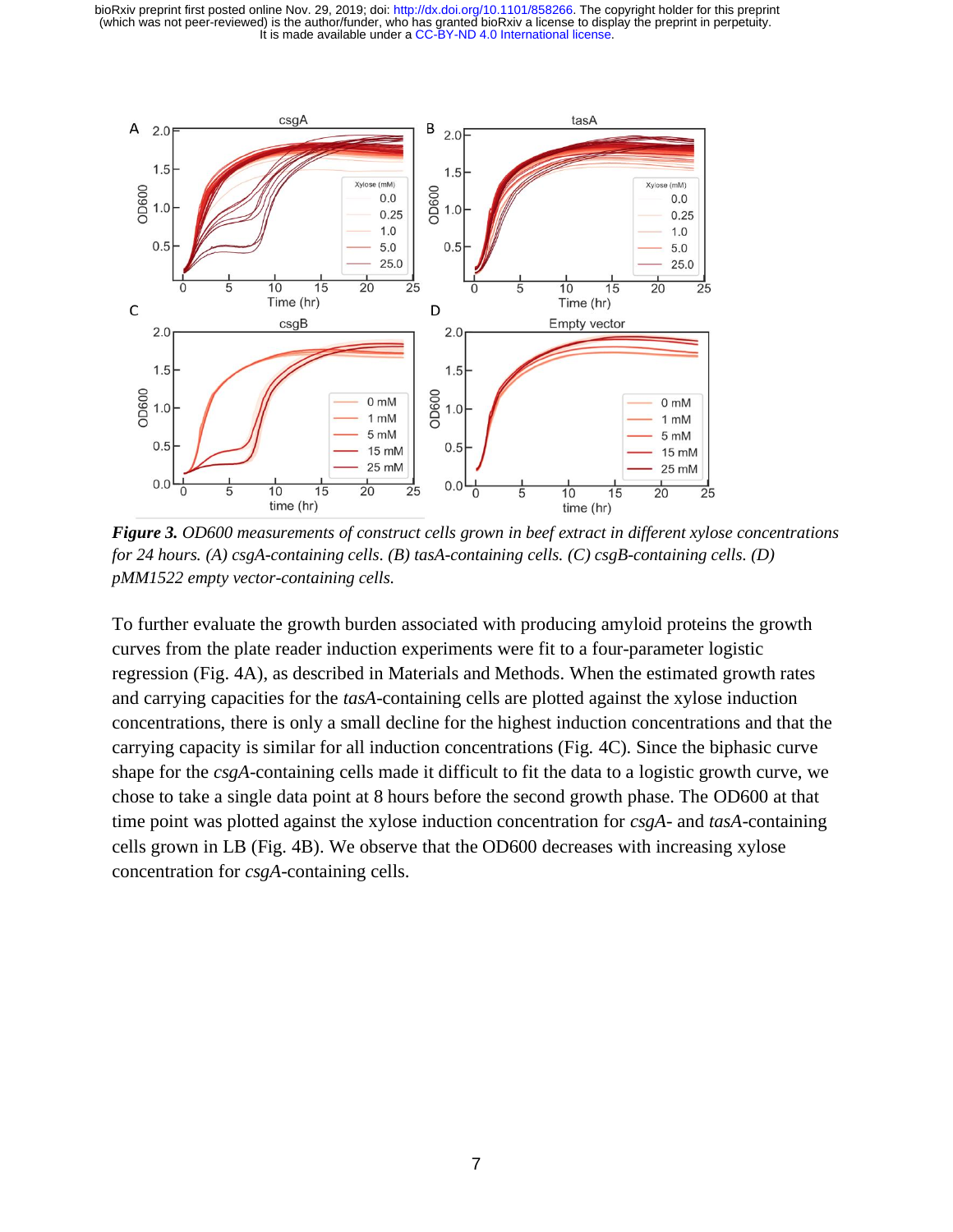***Figure 3.*** *OD600 measurements of construct cells grown in beef extract in different xylose concentrations for 24 hours. (A) csgA-containing cells. (B) tasA-containing cells. (C) csgB-containing cells. (D) pMM1522 empty vector-containing cells.*

To further evaluate the growth burden associated with producing amyloid proteins the growth curves from the plate reader induction experiments were fit to a four-parameter logistic regression (Fig. 4A), as described in Materials and Methods. When the estimated growth rates and carrying capacities for the *tasA*-containing cells are plotted against the xylose induction concentrations, there is only a small decline for the highest induction concentrations and that the carrying capacity is similar for all induction concentrations (Fig. 4C). Since the biphasic curve shape for the *csgA*-containing cells made it difficult to fit the data to a logistic growth curve, we chose to take a single data point at 8 hours before the second growth phase. The OD600 at that time point was plotted against the xylose induction concentration for *csgA*- and *tasA*-containing cells grown in LB (Fig. 4B). We observe that the OD600 decreases with increasing xylose concentration for *csgA*-containing cells.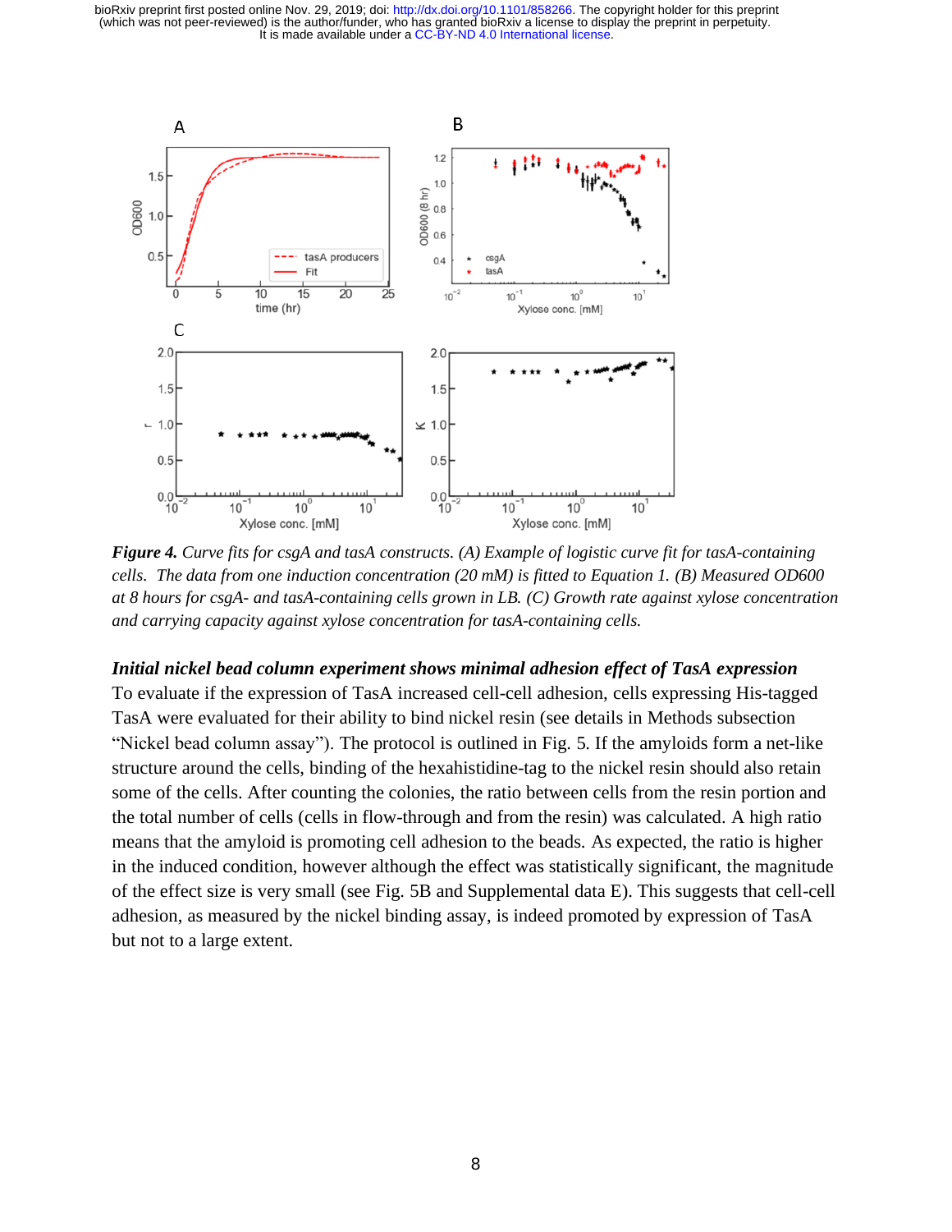*Figure 4. Curve fits for csgA and tasA constructs. (A) Example of logistic curve fit for tasA-containing cells. The data from one induction concentration (20 mM) is fitted to Equation 1. (B) Measured OD600 at 8 hours for csgA- and tasA-containing cells grown in LB. (C) Growth rate against xylose concentration and carrying capacity against xylose concentration for tasA-containing cells.*

***Initial nickel bead column experiment shows minimal adhesion effect of TasA expression***

To evaluate if the expression of TasA increased cell-cell adhesion, cells expressing His-tagged TasA were evaluated for their ability to bind nickel resin (see details in Methods subsection "Nickel bead column assay"). The protocol is outlined in Fig. 5. If the amyloids form a net-like structure around the cells, binding of the hexahistidine-tag to the nickel resin should also retain some of the cells. After counting the colonies, the ratio between cells from the resin portion and the total number of cells (cells in flow-through and from the resin) was calculated. A high ratio means that the amyloid is promoting cell adhesion to the beads. As expected, the ratio is higher in the induced condition, however although the effect was statistically significant, the magnitude of the effect size is very small (see Fig. 5B and Supplemental data E). This suggests that cell-cell adhesion, as measured by the nickel binding assay, is indeed promoted by expression of TasA but not to a large extent.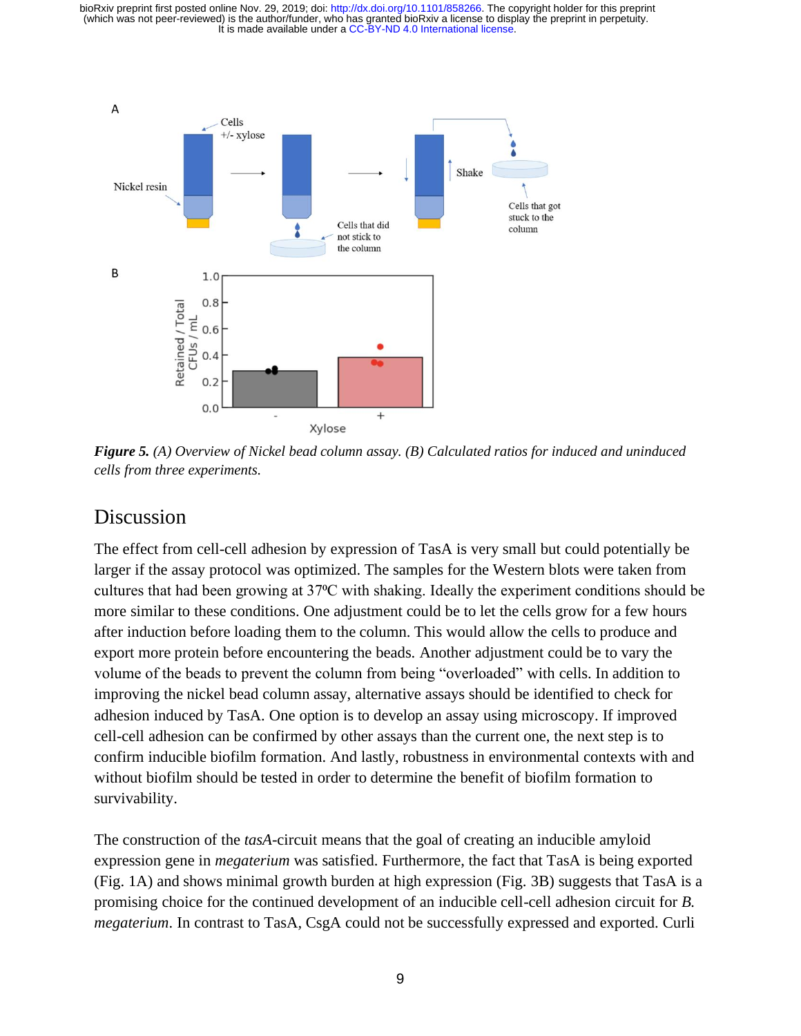*Figure 5. (A) Overview of Nickel bead column assay. (B) Calculated ratios for induced and uninduced cells from three experiments.*

## Discussion

The effect from cell-cell adhesion by expression of TasA is very small but could potentially be larger if the assay protocol was optimized. The samples for the Western blots were taken from cultures that had been growing at 37ºC with shaking. Ideally the experiment conditions should be more similar to these conditions. One adjustment could be to let the cells grow for a few hours after induction before loading them to the column. This would allow the cells to produce and export more protein before encountering the beads. Another adjustment could be to vary the volume of the beads to prevent the column from being "overloaded" with cells. In addition to improving the nickel bead column assay, alternative assays should be identified to check for adhesion induced by TasA. One option is to develop an assay using microscopy. If improved cell-cell adhesion can be confirmed by other assays than the current one, the next step is to confirm inducible biofilm formation. And lastly, robustness in environmental contexts with and without biofilm should be tested in order to determine the benefit of biofilm formation to survivability.

The construction of the *tasA*-circuit means that the goal of creating an inducible amyloid expression gene in *megaterium* was satisfied. Furthermore, the fact that TasA is being exported (Fig. 1A) and shows minimal growth burden at high expression (Fig. 3B) suggests that TasA is a promising choice for the continued development of an inducible cell-cell adhesion circuit for *B. megaterium*. In contrast to TasA, CsgA could not be successfully expressed and exported. Curli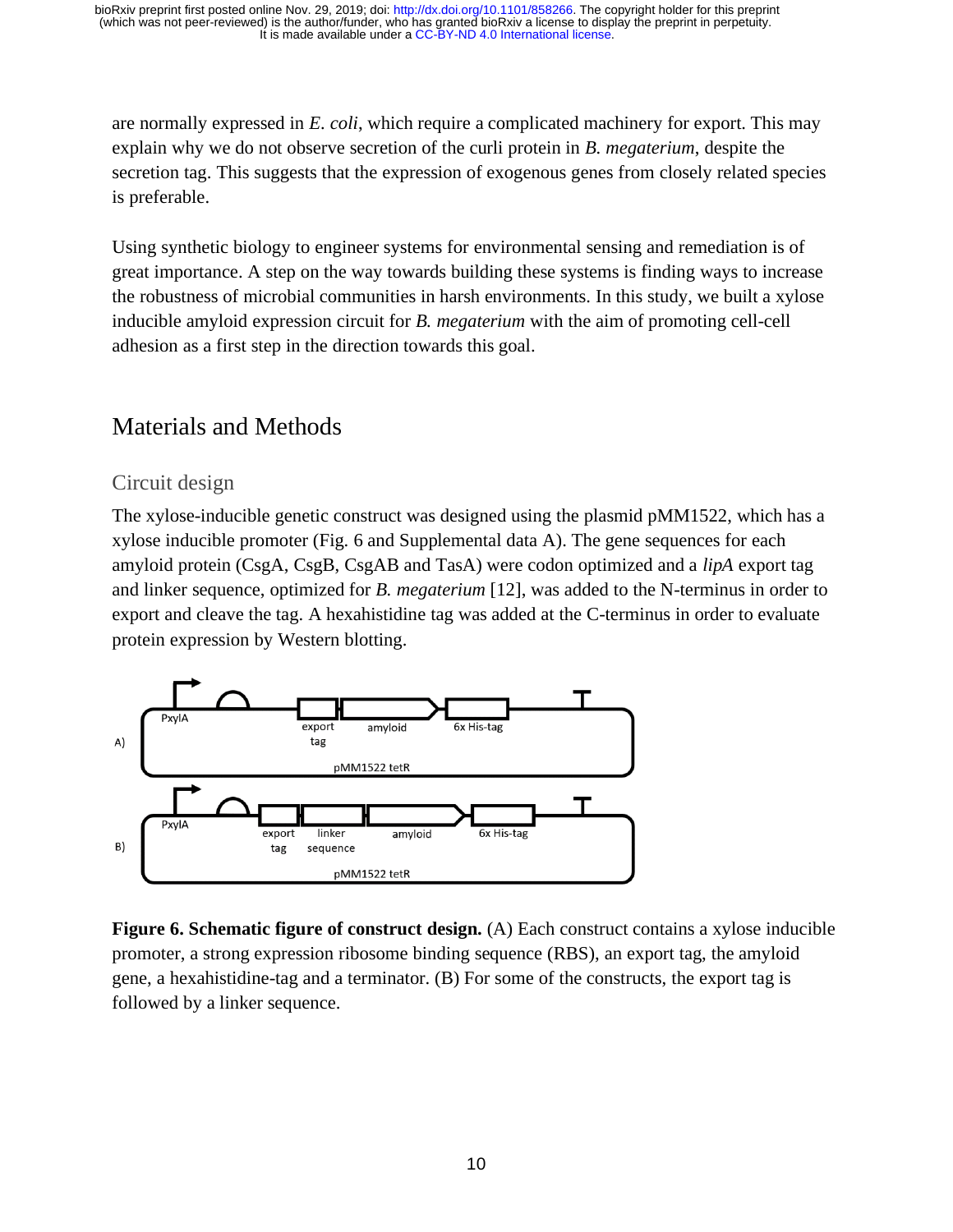are normally expressed in *E. coli*, which require a complicated machinery for export. This may explain why we do not observe secretion of the curli protein in *B. megaterium*, despite the secretion tag. This suggests that the expression of exogenous genes from closely related species is preferable.

Using synthetic biology to engineer systems for environmental sensing and remediation is of great importance. A step on the way towards building these systems is finding ways to increase the robustness of microbial communities in harsh environments. In this study, we built a xylose inducible amyloid expression circuit for *B. megaterium* with the aim of promoting cell-cell adhesion as a first step in the direction towards this goal.

# Materials and Methods

## Circuit design

The xylose-inducible genetic construct was designed using the plasmid pMM1522, which has a xylose inducible promoter (Fig. 6 and Supplemental data A). The gene sequences for each amyloid protein (CsgA, CsgB, CsgAB and TasA) were codon optimized and a *lipA* export tag and linker sequence, optimized for *B. megaterium* [12], was added to the N-terminus in order to export and cleave the tag. A hexahistidine tag was added at the C-terminus in order to evaluate protein expression by Western blotting.

**Figure 6. Schematic figure of construct design.** (A) Each construct contains a xylose inducible promoter, a strong expression ribosome binding sequence (RBS), an export tag, the amyloid gene, a hexahistidine-tag and a terminator. (B) For some of the constructs, the export tag is followed by a linker sequence.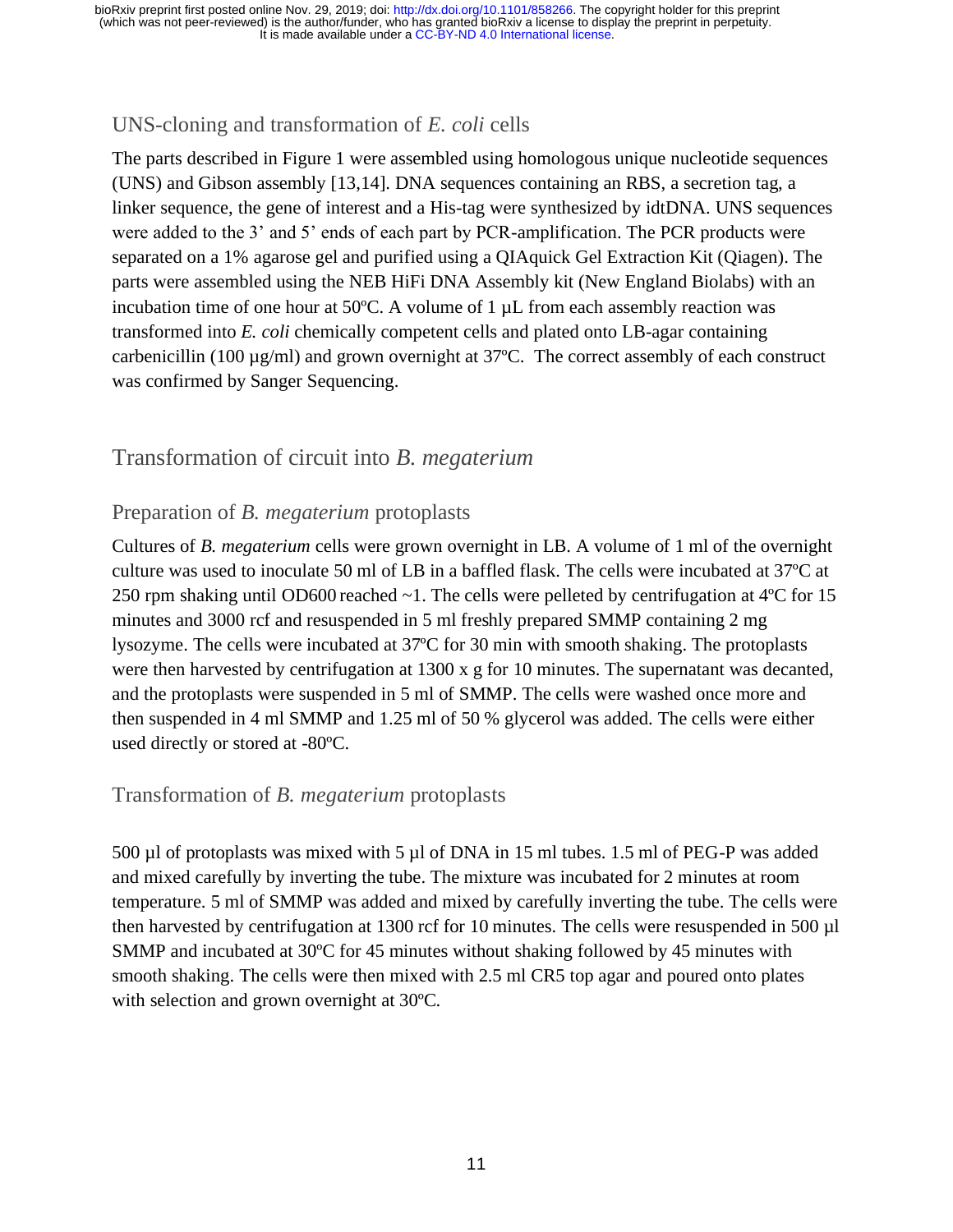## UNS-cloning and transformation of *E. coli* cells

The parts described in Figure 1 were assembled using homologous unique nucleotide sequences (UNS) and Gibson assembly [13,14]. DNA sequences containing an RBS, a secretion tag, a linker sequence, the gene of interest and a His-tag were synthesized by idtDNA. UNS sequences were added to the 3' and 5' ends of each part by PCR-amplification. The PCR products were separated on a 1% agarose gel and purified using a QIAquick Gel Extraction Kit (Qiagen). The parts were assembled using the NEB HiFi DNA Assembly kit (New England Biolabs) with an incubation time of one hour at 50ºC. A volume of 1 µL from each assembly reaction was transformed into *E. coli* chemically competent cells and plated onto LB-agar containing carbenicillin (100 µg/ml) and grown overnight at 37ºC. The correct assembly of each construct was confirmed by Sanger Sequencing.

## Transformation of circuit into *B. megaterium*

### Preparation of *B. megaterium* protoplasts

Cultures of *B. megaterium* cells were grown overnight in LB. A volume of 1 ml of the overnight culture was used to inoculate 50 ml of LB in a baffled flask. The cells were incubated at 37ºC at 250 rpm shaking until OD600 reached ~1. The cells were pelleted by centrifugation at 4ºC for 15 minutes and 3000 rcf and resuspended in 5 ml freshly prepared SMMP containing 2 mg lysozyme. The cells were incubated at 37ºC for 30 min with smooth shaking. The protoplasts were then harvested by centrifugation at 1300 x g for 10 minutes. The supernatant was decanted, and the protoplasts were suspended in 5 ml of SMMP. The cells were washed once more and then suspended in 4 ml SMMP and 1.25 ml of 50 % glycerol was added. The cells were either used directly or stored at -80ºC.

### Transformation of *B. megaterium* protoplasts

500 µl of protoplasts was mixed with 5 µl of DNA in 15 ml tubes. 1.5 ml of PEG-P was added and mixed carefully by inverting the tube. The mixture was incubated for 2 minutes at room temperature. 5 ml of SMMP was added and mixed by carefully inverting the tube. The cells were then harvested by centrifugation at 1300 rcf for 10 minutes. The cells were resuspended in 500 µl SMMP and incubated at 30ºC for 45 minutes without shaking followed by 45 minutes with smooth shaking. The cells were then mixed with 2.5 ml CR5 top agar and poured onto plates with selection and grown overnight at 30ºC.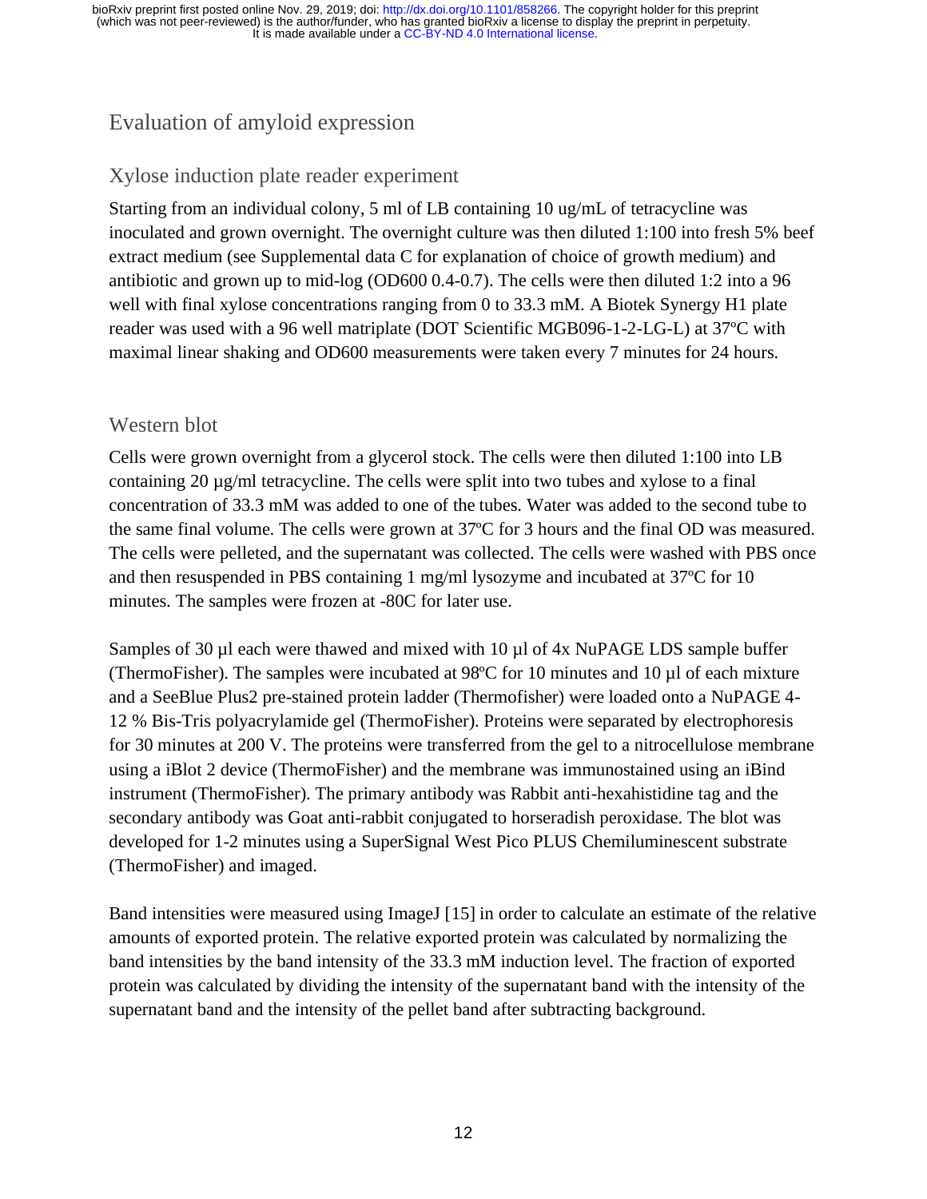## Evaluation of amyloid expression

### Xylose induction plate reader experiment

Starting from an individual colony, 5 ml of LB containing 10 ug/mL of tetracycline was inoculated and grown overnight. The overnight culture was then diluted 1:100 into fresh 5% beef extract medium (see Supplemental data C for explanation of choice of growth medium) and antibiotic and grown up to mid-log (OD600 0.4-0.7). The cells were then diluted 1:2 into a 96 well with final xylose concentrations ranging from 0 to 33.3 mM. A Biotek Synergy H1 plate reader was used with a 96 well matriplate (DOT Scientific MGB096-1-2-LG-L) at 37ºC with maximal linear shaking and OD600 measurements were taken every 7 minutes for 24 hours.

### Western blot

Cells were grown overnight from a glycerol stock. The cells were then diluted 1:100 into LB containing 20 µg/ml tetracycline. The cells were split into two tubes and xylose to a final concentration of 33.3 mM was added to one of the tubes. Water was added to the second tube to the same final volume. The cells were grown at 37ºC for 3 hours and the final OD was measured. The cells were pelleted, and the supernatant was collected. The cells were washed with PBS once and then resuspended in PBS containing 1 mg/ml lysozyme and incubated at 37ºC for 10 minutes. The samples were frozen at -80C for later use.

Samples of 30 µl each were thawed and mixed with 10 µl of 4x NuPAGE LDS sample buffer (ThermoFisher). The samples were incubated at 98ºC for 10 minutes and 10 µl of each mixture and a SeeBlue Plus2 pre-stained protein ladder (Thermofisher) were loaded onto a NuPAGE 4-12 % Bis-Tris polyacrylamide gel (ThermoFisher). Proteins were separated by electrophoresis for 30 minutes at 200 V. The proteins were transferred from the gel to a nitrocellulose membrane using a iBlot 2 device (ThermoFisher) and the membrane was immunostained using an iBind instrument (ThermoFisher). The primary antibody was Rabbit anti-hexahistidine tag and the secondary antibody was Goat anti-rabbit conjugated to horseradish peroxidase. The blot was developed for 1-2 minutes using a SuperSignal West Pico PLUS Chemiluminescent substrate (ThermoFisher) and imaged.

Band intensities were measured using ImageJ [15] in order to calculate an estimate of the relative amounts of exported protein. The relative exported protein was calculated by normalizing the band intensities by the band intensity of the 33.3 mM induction level. The fraction of exported protein was calculated by dividing the intensity of the supernatant band with the intensity of the supernatant band and the intensity of the pellet band after subtracting background.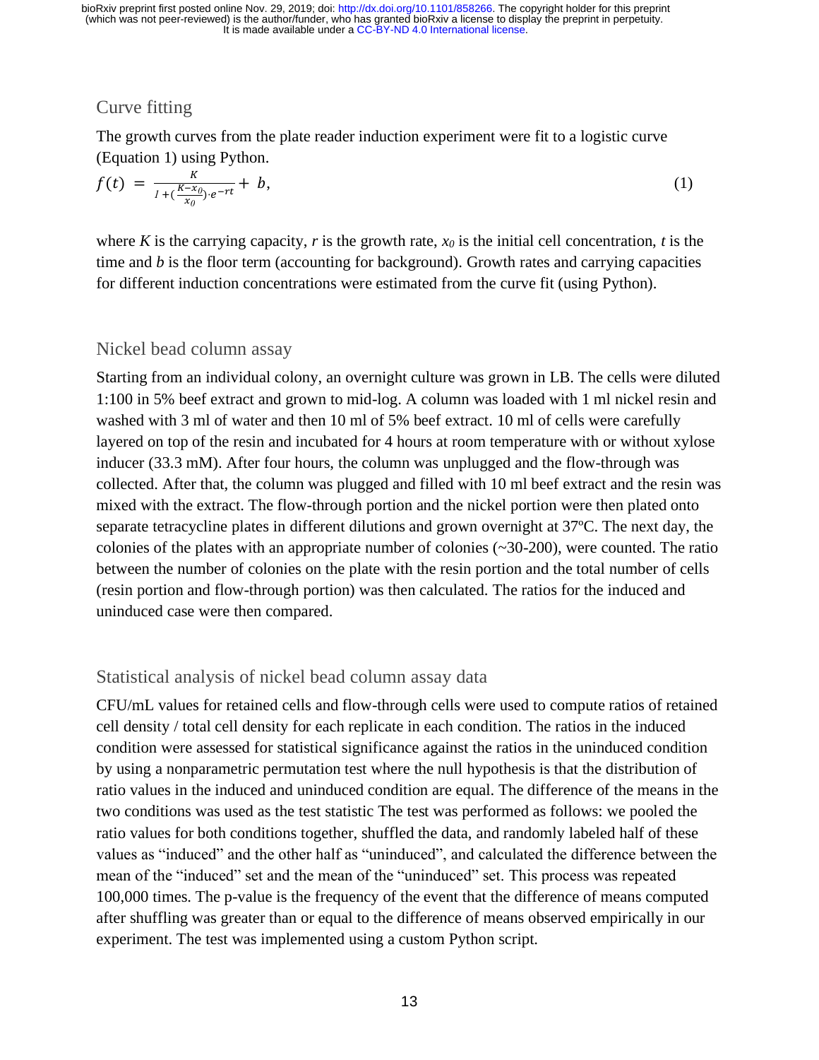## Curve fitting

The growth curves from the plate reader induction experiment were fit to a logistic curve (Equation 1) using Python.

$$f(t) = \frac{K}{1+\left(\frac{K-x_0}{x_0}\right)\cdot e^{-rt}} + b, \tag{1}$$

where $K$ is the carrying capacity, $r$ is the growth rate, $x_0$ is the initial cell concentration, $t$ is the time and $b$ is the floor term (accounting for background). Growth rates and carrying capacities for different induction concentrations were estimated from the curve fit (using Python).

## Nickel bead column assay

Starting from an individual colony, an overnight culture was grown in LB. The cells were diluted 1:100 in 5% beef extract and grown to mid-log. A column was loaded with 1 ml nickel resin and washed with 3 ml of water and then 10 ml of 5% beef extract. 10 ml of cells were carefully layered on top of the resin and incubated for 4 hours at room temperature with or without xylose inducer (33.3 mM). After four hours, the column was unplugged and the flow-through was collected. After that, the column was plugged and filled with 10 ml beef extract and the resin was mixed with the extract. The flow-through portion and the nickel portion were then plated onto separate tetracycline plates in different dilutions and grown overnight at 37ºC. The next day, the colonies of the plates with an appropriate number of colonies (~30-200), were counted. The ratio between the number of colonies on the plate with the resin portion and the total number of cells (resin portion and flow-through portion) was then calculated. The ratios for the induced and uninduced case were then compared.

## Statistical analysis of nickel bead column assay data

CFU/mL values for retained cells and flow-through cells were used to compute ratios of retained cell density / total cell density for each replicate in each condition. The ratios in the induced condition were assessed for statistical significance against the ratios in the uninduced condition by using a nonparametric permutation test where the null hypothesis is that the distribution of ratio values in the induced and uninduced condition are equal. The difference of the means in the two conditions was used as the test statistic The test was performed as follows: we pooled the ratio values for both conditions together, shuffled the data, and randomly labeled half of these values as "induced" and the other half as "uninduced", and calculated the difference between the mean of the "induced" set and the mean of the "uninduced" set. This process was repeated 100,000 times. The p-value is the frequency of the event that the difference of means computed after shuffling was greater than or equal to the difference of means observed empirically in our experiment. The test was implemented using a custom Python script.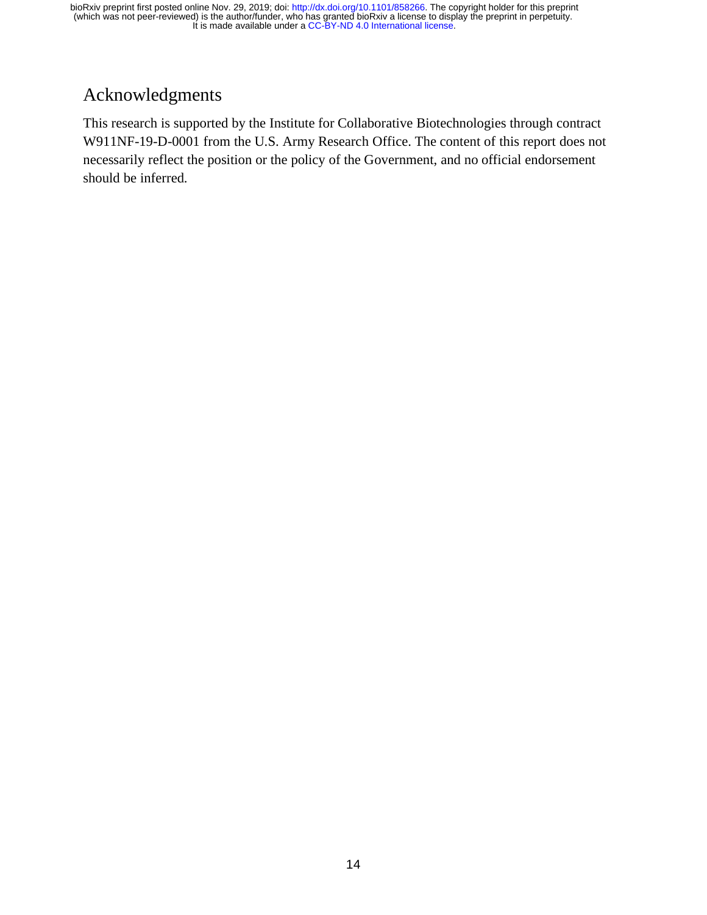# Acknowledgments

This research is supported by the Institute for Collaborative Biotechnologies through contract W911NF-19-D-0001 from the U.S. Army Research Office. The content of this report does not necessarily reflect the position or the policy of the Government, and no official endorsement should be inferred.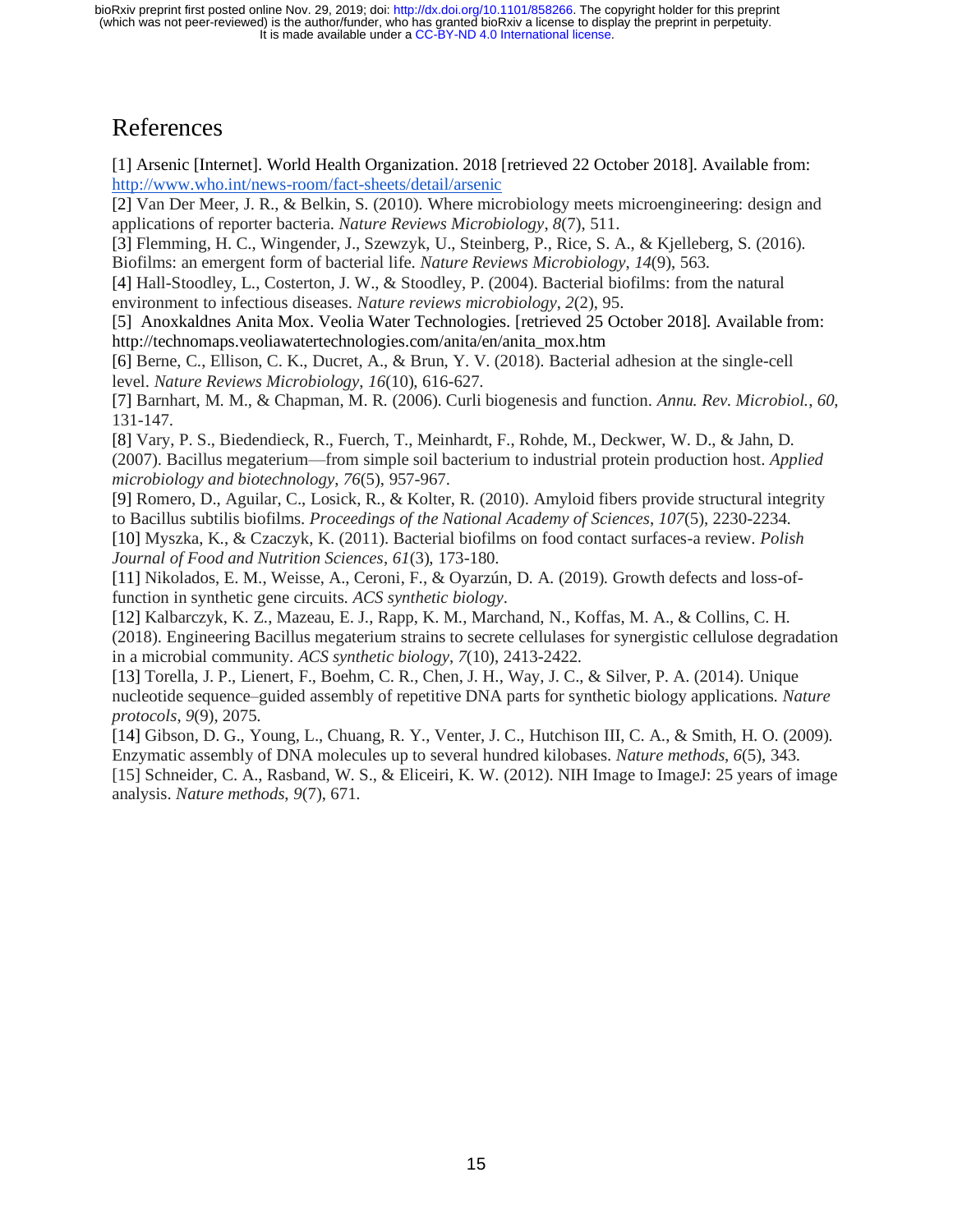# References

[1] Arsenic [Internet]. World Health Organization. 2018 [retrieved 22 October 2018]. Available from: http://www.who.int/news-room/fact-sheets/detail/arsenic

[2] Van Der Meer, J. R., & Belkin, S. (2010). Where microbiology meets microengineering: design and applications of reporter bacteria. *Nature Reviews Microbiology*, *8*(7), 511.

[3] Flemming, H. C., Wingender, J., Szewzyk, U., Steinberg, P., Rice, S. A., & Kjelleberg, S. (2016). Biofilms: an emergent form of bacterial life. *Nature Reviews Microbiology*, *14*(9), 563.

[4] Hall-Stoodley, L., Costerton, J. W., & Stoodley, P. (2004). Bacterial biofilms: from the natural environment to infectious diseases. *Nature reviews microbiology*, *2*(2), 95.

[5] Anoxkaldnes Anita Mox. Veolia Water Technologies. [retrieved 25 October 2018]. Available from: http://technomaps.veoliawatertechnologies.com/anita/en/anita_mox.htm

[6] Berne, C., Ellison, C. K., Ducret, A., & Brun, Y. V. (2018). Bacterial adhesion at the single-cell level. *Nature Reviews Microbiology*, *16*(10), 616-627.

[7] Barnhart, M. M., & Chapman, M. R. (2006). Curli biogenesis and function. *Annu. Rev. Microbiol.*, *60*, 131-147.

[8] Vary, P. S., Biedendieck, R., Fuerch, T., Meinhardt, F., Rohde, M., Deckwer, W. D., & Jahn, D. (2007). Bacillus megaterium—from simple soil bacterium to industrial protein production host. *Applied microbiology and biotechnology*, *76*(5), 957-967.

[9] Romero, D., Aguilar, C., Losick, R., & Kolter, R. (2010). Amyloid fibers provide structural integrity to Bacillus subtilis biofilms. *Proceedings of the National Academy of Sciences*, *107*(5), 2230-2234.

[10] Myszka, K., & Czaczyk, K. (2011). Bacterial biofilms on food contact surfaces-a review. *Polish Journal of Food and Nutrition Sciences*, *61*(3), 173-180.

[11] Nikolados, E. M., Weisse, A., Ceroni, F., & Oyarzún, D. A. (2019). Growth defects and loss-of-function in synthetic gene circuits. *ACS synthetic biology*.

[12] Kalbarczyk, K. Z., Mazeau, E. J., Rapp, K. M., Marchand, N., Koffas, M. A., & Collins, C. H. (2018). Engineering Bacillus megaterium strains to secrete cellulases for synergistic cellulose degradation in a microbial community. *ACS synthetic biology*, *7*(10), 2413-2422.

[13] Torella, J. P., Lienert, F., Boehm, C. R., Chen, J. H., Way, J. C., & Silver, P. A. (2014). Unique nucleotide sequence–guided assembly of repetitive DNA parts for synthetic biology applications. *Nature protocols*, *9*(9), 2075.

[14] Gibson, D. G., Young, L., Chuang, R. Y., Venter, J. C., Hutchison III, C. A., & Smith, H. O. (2009). Enzymatic assembly of DNA molecules up to several hundred kilobases. *Nature methods*, *6*(5), 343.

[15] Schneider, C. A., Rasband, W. S., & Eliceiri, K. W. (2012). NIH Image to ImageJ: 25 years of image analysis. *Nature methods*, *9*(7), 671.